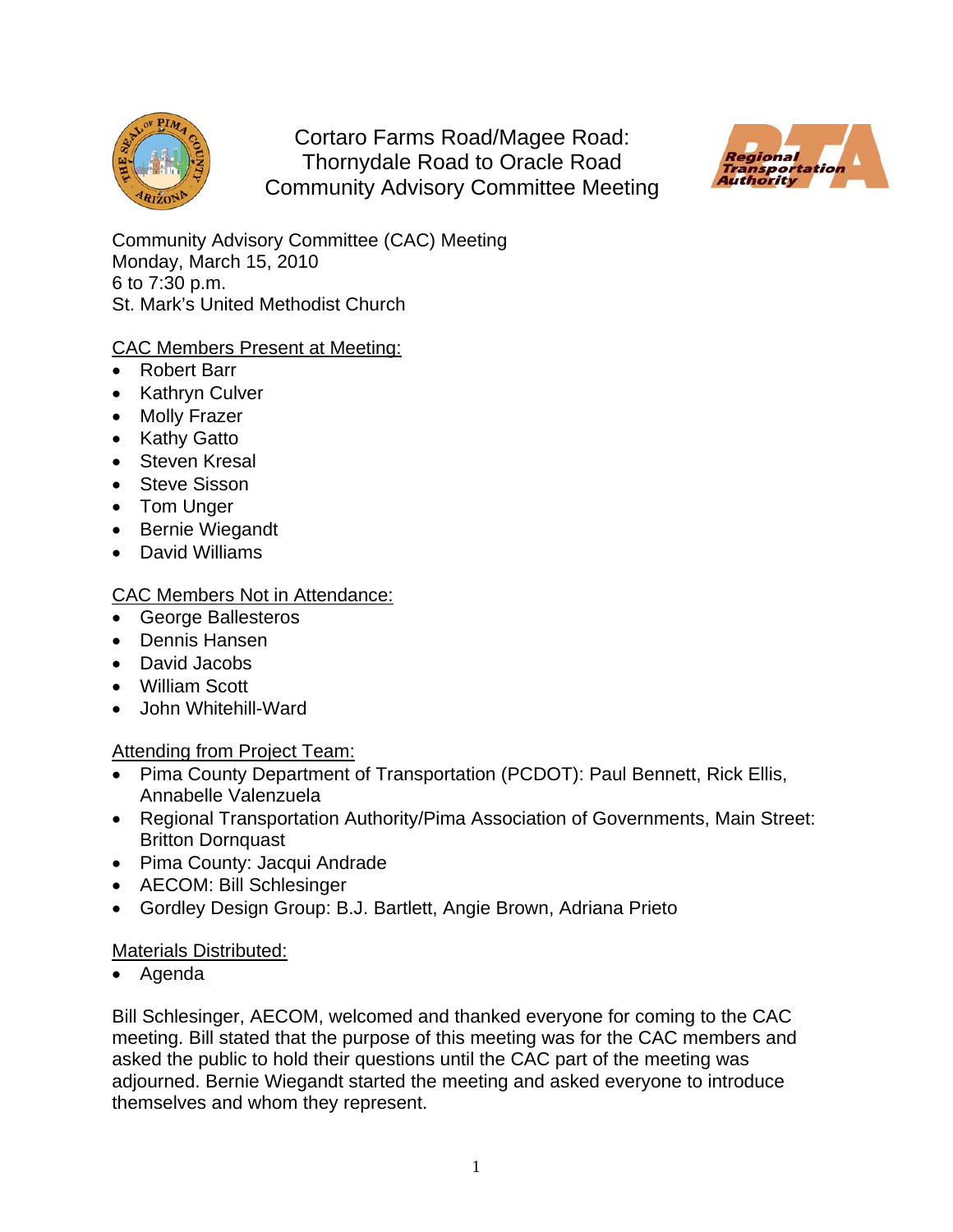# Cortaro Farms Road/Magee Road: Thornydale Road to Oracle Road Community Advisory Committee Meeting

Community Advisory Committee (CAC) Meeting
Monday, March 15, 2010
6 to 7:30 p.m.
St. Mark's United Methodist Church

<u>CAC Members Present at Meeting:</u>

- Robert Barr
- Kathryn Culver
- Molly Frazer
- Kathy Gatto
- Steven Kresal
- Steve Sisson
- Tom Unger
- Bernie Wiegandt
- David Williams

<u>CAC Members Not in Attendance:</u>

- George Ballesteros
- Dennis Hansen
- David Jacobs
- William Scott
- John Whitehill-Ward

<u>Attending from Project Team:</u>

- Pima County Department of Transportation (PCDOT): Paul Bennett, Rick Ellis, Annabelle Valenzuela
- Regional Transportation Authority/Pima Association of Governments, Main Street: Britton Dornquast
- Pima County: Jacqui Andrade
- AECOM: Bill Schlesinger
- Gordley Design Group: B.J. Bartlett, Angie Brown, Adriana Prieto

<u>Materials Distributed:</u>

- Agenda

Bill Schlesinger, AECOM, welcomed and thanked everyone for coming to the CAC meeting. Bill stated that the purpose of this meeting was for the CAC members and asked the public to hold their questions until the CAC part of the meeting was adjourned. Bernie Wiegandt started the meeting and asked everyone to introduce themselves and whom they represent.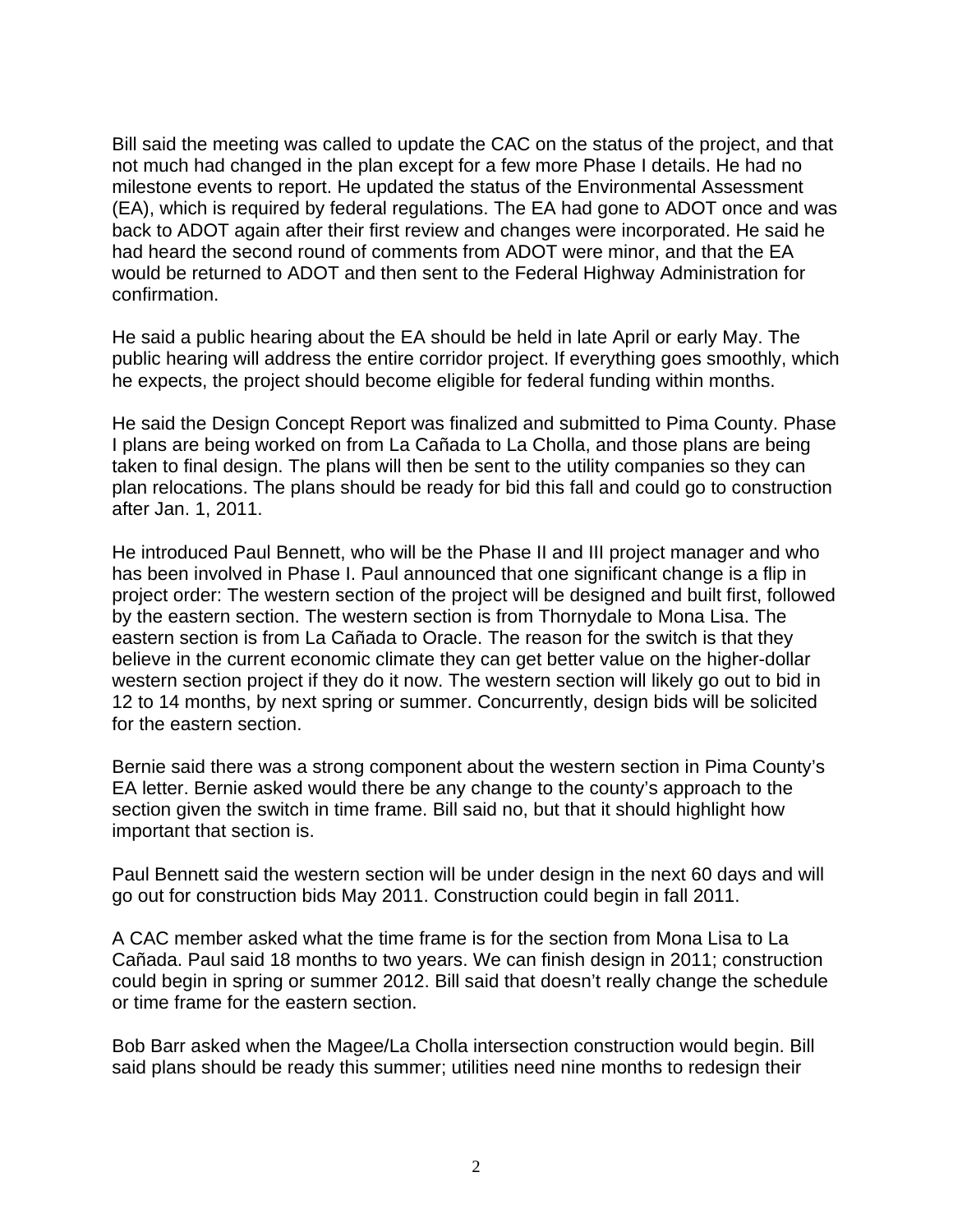Bill said the meeting was called to update the CAC on the status of the project, and that not much had changed in the plan except for a few more Phase I details. He had no milestone events to report. He updated the status of the Environmental Assessment (EA), which is required by federal regulations. The EA had gone to ADOT once and was back to ADOT again after their first review and changes were incorporated. He said he had heard the second round of comments from ADOT were minor, and that the EA would be returned to ADOT and then sent to the Federal Highway Administration for confirmation.

He said a public hearing about the EA should be held in late April or early May. The public hearing will address the entire corridor project. If everything goes smoothly, which he expects, the project should become eligible for federal funding within months.

He said the Design Concept Report was finalized and submitted to Pima County. Phase I plans are being worked on from La Cañada to La Cholla, and those plans are being taken to final design. The plans will then be sent to the utility companies so they can plan relocations. The plans should be ready for bid this fall and could go to construction after Jan. 1, 2011.

He introduced Paul Bennett, who will be the Phase II and III project manager and who has been involved in Phase I. Paul announced that one significant change is a flip in project order: The western section of the project will be designed and built first, followed by the eastern section. The western section is from Thornydale to Mona Lisa. The eastern section is from La Cañada to Oracle. The reason for the switch is that they believe in the current economic climate they can get better value on the higher-dollar western section project if they do it now. The western section will likely go out to bid in 12 to 14 months, by next spring or summer. Concurrently, design bids will be solicited for the eastern section.

Bernie said there was a strong component about the western section in Pima County's EA letter. Bernie asked would there be any change to the county's approach to the section given the switch in time frame. Bill said no, but that it should highlight how important that section is.

Paul Bennett said the western section will be under design in the next 60 days and will go out for construction bids May 2011. Construction could begin in fall 2011.

A CAC member asked what the time frame is for the section from Mona Lisa to La Cañada. Paul said 18 months to two years. We can finish design in 2011; construction could begin in spring or summer 2012. Bill said that doesn't really change the schedule or time frame for the eastern section.

Bob Barr asked when the Magee/La Cholla intersection construction would begin. Bill said plans should be ready this summer; utilities need nine months to redesign their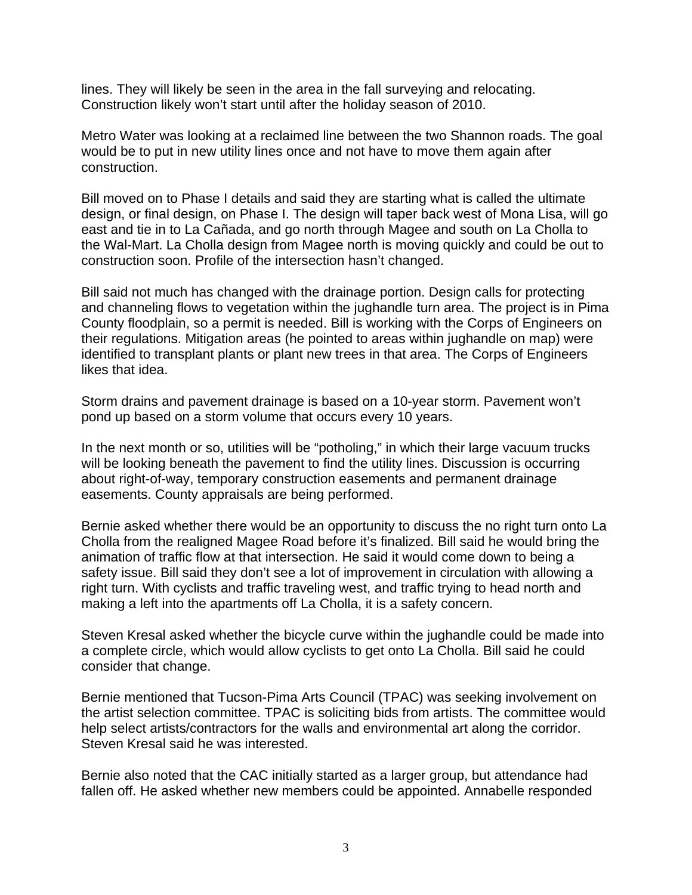lines. They will likely be seen in the area in the fall surveying and relocating. Construction likely won't start until after the holiday season of 2010.

Metro Water was looking at a reclaimed line between the two Shannon roads. The goal would be to put in new utility lines once and not have to move them again after construction.

Bill moved on to Phase I details and said they are starting what is called the ultimate design, or final design, on Phase I. The design will taper back west of Mona Lisa, will go east and tie in to La Cañada, and go north through Magee and south on La Cholla to the Wal-Mart. La Cholla design from Magee north is moving quickly and could be out to construction soon. Profile of the intersection hasn't changed.

Bill said not much has changed with the drainage portion. Design calls for protecting and channeling flows to vegetation within the jughandle turn area. The project is in Pima County floodplain, so a permit is needed. Bill is working with the Corps of Engineers on their regulations. Mitigation areas (he pointed to areas within jughandle on map) were identified to transplant plants or plant new trees in that area. The Corps of Engineers likes that idea.

Storm drains and pavement drainage is based on a 10-year storm. Pavement won't pond up based on a storm volume that occurs every 10 years.

In the next month or so, utilities will be "potholing," in which their large vacuum trucks will be looking beneath the pavement to find the utility lines. Discussion is occurring about right-of-way, temporary construction easements and permanent drainage easements. County appraisals are being performed.

Bernie asked whether there would be an opportunity to discuss the no right turn onto La Cholla from the realigned Magee Road before it's finalized. Bill said he would bring the animation of traffic flow at that intersection. He said it would come down to being a safety issue. Bill said they don't see a lot of improvement in circulation with allowing a right turn. With cyclists and traffic traveling west, and traffic trying to head north and making a left into the apartments off La Cholla, it is a safety concern.

Steven Kresal asked whether the bicycle curve within the jughandle could be made into a complete circle, which would allow cyclists to get onto La Cholla. Bill said he could consider that change.

Bernie mentioned that Tucson-Pima Arts Council (TPAC) was seeking involvement on the artist selection committee. TPAC is soliciting bids from artists. The committee would help select artists/contractors for the walls and environmental art along the corridor. Steven Kresal said he was interested.

Bernie also noted that the CAC initially started as a larger group, but attendance had fallen off. He asked whether new members could be appointed. Annabelle responded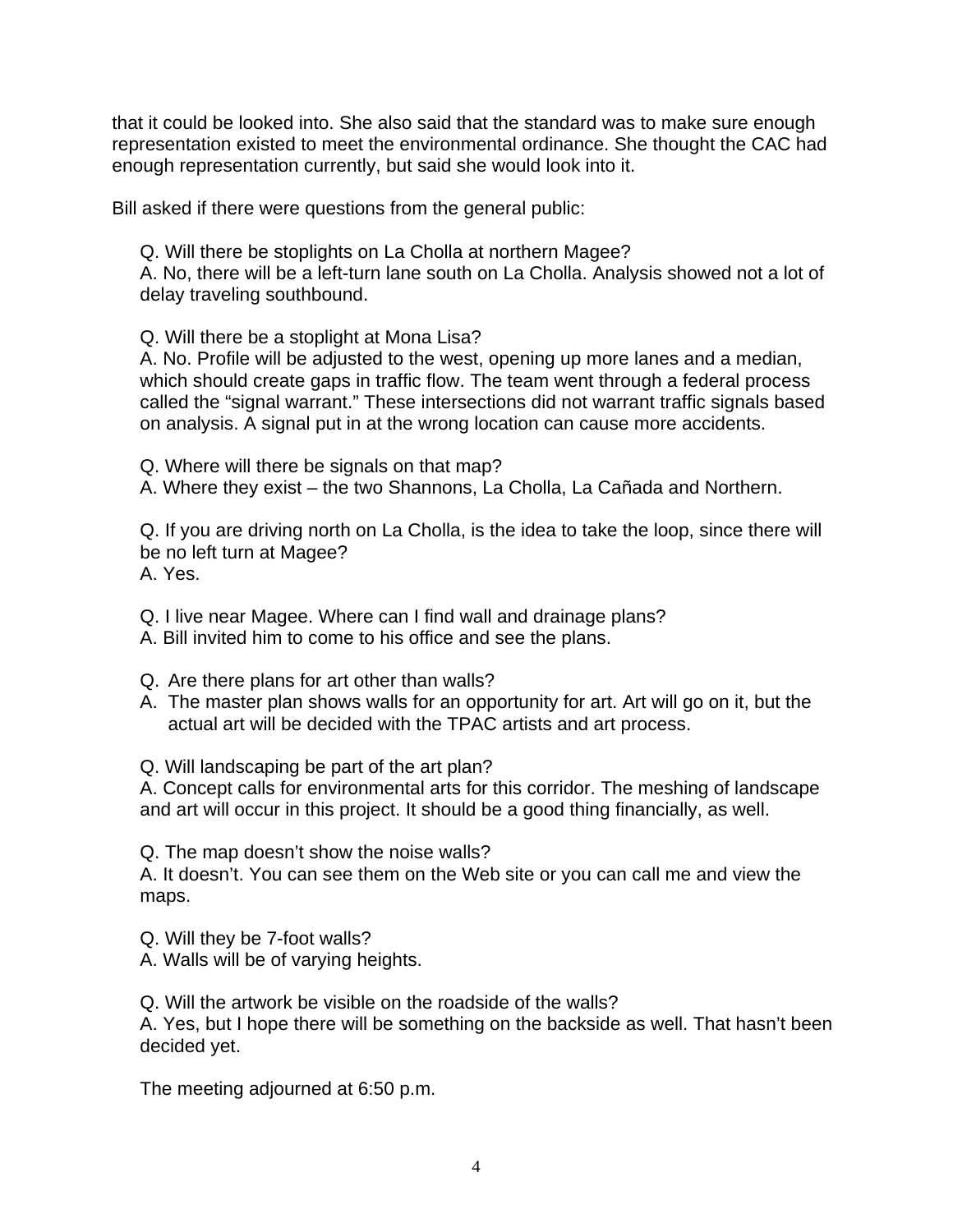that it could be looked into. She also said that the standard was to make sure enough representation existed to meet the environmental ordinance. She thought the CAC had enough representation currently, but said she would look into it.

Bill asked if there were questions from the general public:

Q. Will there be stoplights on La Cholla at northern Magee?
A. No, there will be a left-turn lane south on La Cholla. Analysis showed not a lot of delay traveling southbound.

Q. Will there be a stoplight at Mona Lisa?
A. No. Profile will be adjusted to the west, opening up more lanes and a median, which should create gaps in traffic flow. The team went through a federal process called the "signal warrant." These intersections did not warrant traffic signals based on analysis. A signal put in at the wrong location can cause more accidents.

Q. Where will there be signals on that map?
A. Where they exist – the two Shannons, La Cholla, La Cañada and Northern.

Q. If you are driving north on La Cholla, is the idea to take the loop, since there will be no left turn at Magee?
A. Yes.

Q. I live near Magee. Where can I find wall and drainage plans?
A. Bill invited him to come to his office and see the plans.

Q. Are there plans for art other than walls?
A. The master plan shows walls for an opportunity for art. Art will go on it, but the actual art will be decided with the TPAC artists and art process.

Q. Will landscaping be part of the art plan?
A. Concept calls for environmental arts for this corridor. The meshing of landscape and art will occur in this project. It should be a good thing financially, as well.

Q. The map doesn't show the noise walls?
A. It doesn't. You can see them on the Web site or you can call me and view the maps.

Q. Will they be 7-foot walls?
A. Walls will be of varying heights.

Q. Will the artwork be visible on the roadside of the walls?
A. Yes, but I hope there will be something on the backside as well. That hasn't been decided yet.

The meeting adjourned at 6:50 p.m.